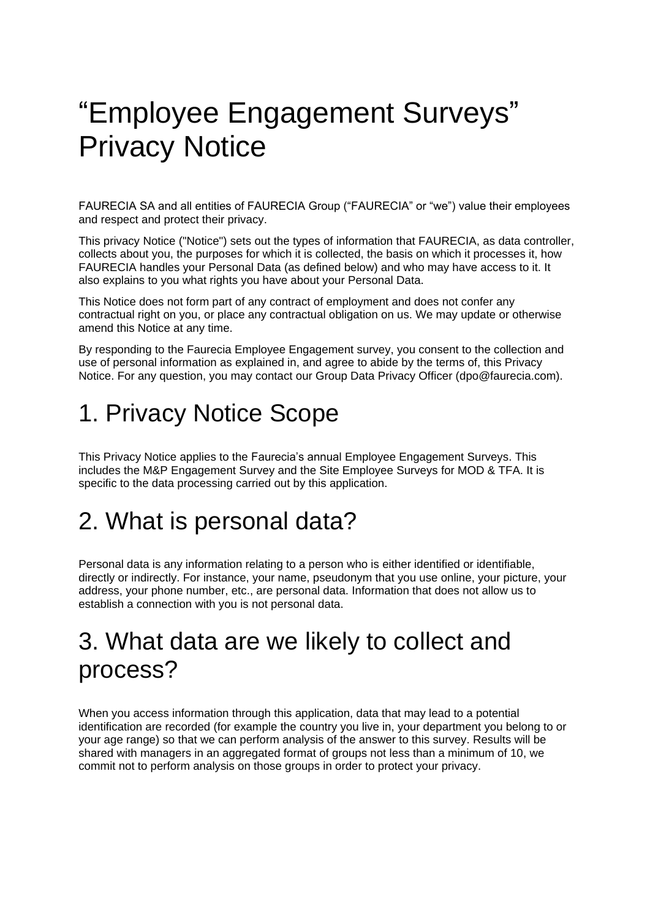# “Employee Engagement Surveys” Privacy Notice

FAURECIA SA and all entities of FAURECIA Group (“FAURECIA” or “we”) value their employees and respect and protect their privacy.

This privacy Notice ("Notice") sets out the types of information that FAURECIA, as data controller, collects about you, the purposes for which it is collected, the basis on which it processes it, how FAURECIA handles your Personal Data (as defined below) and who may have access to it. It also explains to you what rights you have about your Personal Data.

This Notice does not form part of any contract of employment and does not confer any contractual right on you, or place any contractual obligation on us. We may update or otherwise amend this Notice at any time.

By responding to the Faurecia Employee Engagement survey, you consent to the collection and use of personal information as explained in, and agree to abide by the terms of, this Privacy Notice. For any question, you may contact our Group Data Privacy Officer (dpo@faurecia.com).

## 1. Privacy Notice Scope

This Privacy Notice applies to the Faurecia’s annual Employee Engagement Surveys. This includes the M&P Engagement Survey and the Site Employee Surveys for MOD & TFA. It is specific to the data processing carried out by this application.

## 2. What is personal data?

Personal data is any information relating to a person who is either identified or identifiable, directly or indirectly. For instance, your name, pseudonym that you use online, your picture, your address, your phone number, etc., are personal data. Information that does not allow us to establish a connection with you is not personal data.

## 3. What data are we likely to collect and process?

When you access information through this application, data that may lead to a potential identification are recorded (for example the country you live in, your department you belong to or your age range) so that we can perform analysis of the answer to this survey. Results will be shared with managers in an aggregated format of groups not less than a minimum of 10, we commit not to perform analysis on those groups in order to protect your privacy.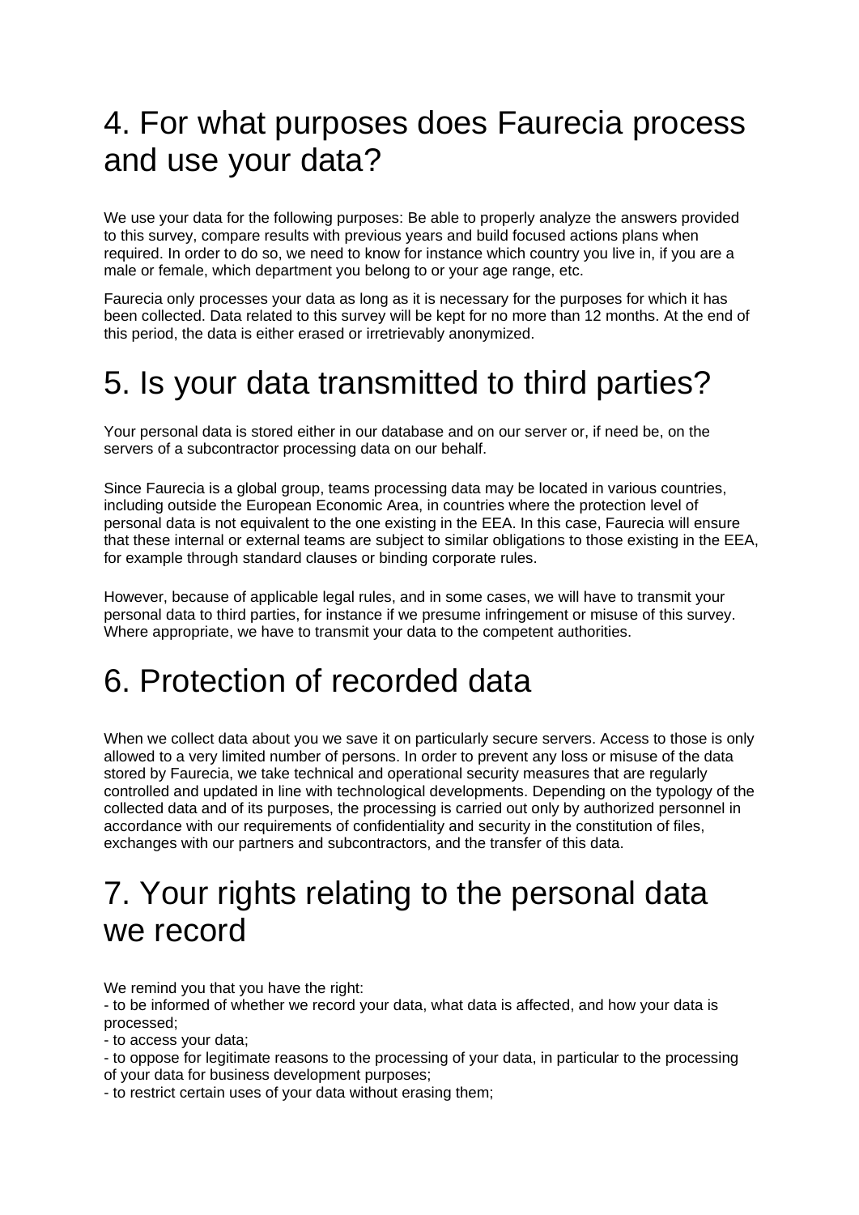# 4. For what purposes does Faurecia process and use your data?

We use your data for the following purposes: Be able to properly analyze the answers provided to this survey, compare results with previous years and build focused actions plans when required. In order to do so, we need to know for instance which country you live in, if you are a male or female, which department you belong to or your age range, etc.

Faurecia only processes your data as long as it is necessary for the purposes for which it has been collected. Data related to this survey will be kept for no more than 12 months. At the end of this period, the data is either erased or irretrievably anonymized.

# 5. Is your data transmitted to third parties?

Your personal data is stored either in our database and on our server or, if need be, on the servers of a subcontractor processing data on our behalf.

Since Faurecia is a global group, teams processing data may be located in various countries, including outside the European Economic Area, in countries where the protection level of personal data is not equivalent to the one existing in the EEA. In this case, Faurecia will ensure that these internal or external teams are subject to similar obligations to those existing in the EEA, for example through standard clauses or binding corporate rules.

However, because of applicable legal rules, and in some cases, we will have to transmit your personal data to third parties, for instance if we presume infringement or misuse of this survey. Where appropriate, we have to transmit your data to the competent authorities.

# 6. Protection of recorded data

When we collect data about you we save it on particularly secure servers. Access to those is only allowed to a very limited number of persons. In order to prevent any loss or misuse of the data stored by Faurecia, we take technical and operational security measures that are regularly controlled and updated in line with technological developments. Depending on the typology of the collected data and of its purposes, the processing is carried out only by authorized personnel in accordance with our requirements of confidentiality and security in the constitution of files, exchanges with our partners and subcontractors, and the transfer of this data.

# 7. Your rights relating to the personal data we record

We remind you that you have the right:

- to be informed of whether we record your data, what data is affected, and how your data is processed;
- to access your data;
- to oppose for legitimate reasons to the processing of your data, in particular to the processing of your data for business development purposes;
- to restrict certain uses of your data without erasing them;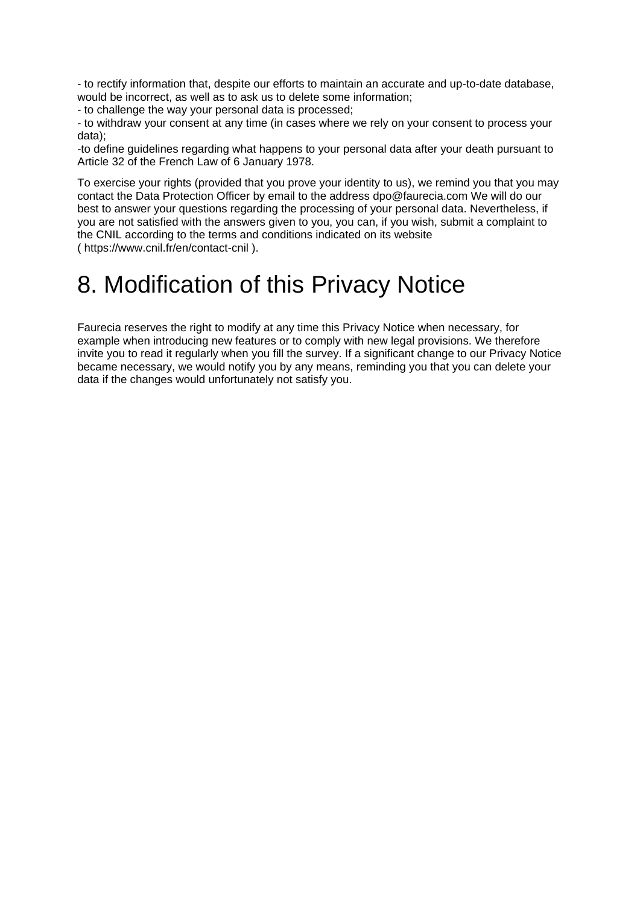- to rectify information that, despite our efforts to maintain an accurate and up-to-date database, would be incorrect, as well as to ask us to delete some information;
- to challenge the way your personal data is processed;
- to withdraw your consent at any time (in cases where we rely on your consent to process your data);
-to define guidelines regarding what happens to your personal data after your death pursuant to Article 32 of the French Law of 6 January 1978.

To exercise your rights (provided that you prove your identity to us), we remind you that you may contact the Data Protection Officer by email to the address dpo@faurecia.com We will do our best to answer your questions regarding the processing of your personal data. Nevertheless, if you are not satisfied with the answers given to you, you can, if you wish, submit a complaint to the CNIL according to the terms and conditions indicated on its website ( https://www.cnil.fr/en/contact-cnil ).

# 8. Modification of this Privacy Notice

Faurecia reserves the right to modify at any time this Privacy Notice when necessary, for example when introducing new features or to comply with new legal provisions. We therefore invite you to read it regularly when you fill the survey. If a significant change to our Privacy Notice became necessary, we would notify you by any means, reminding you that you can delete your data if the changes would unfortunately not satisfy you.